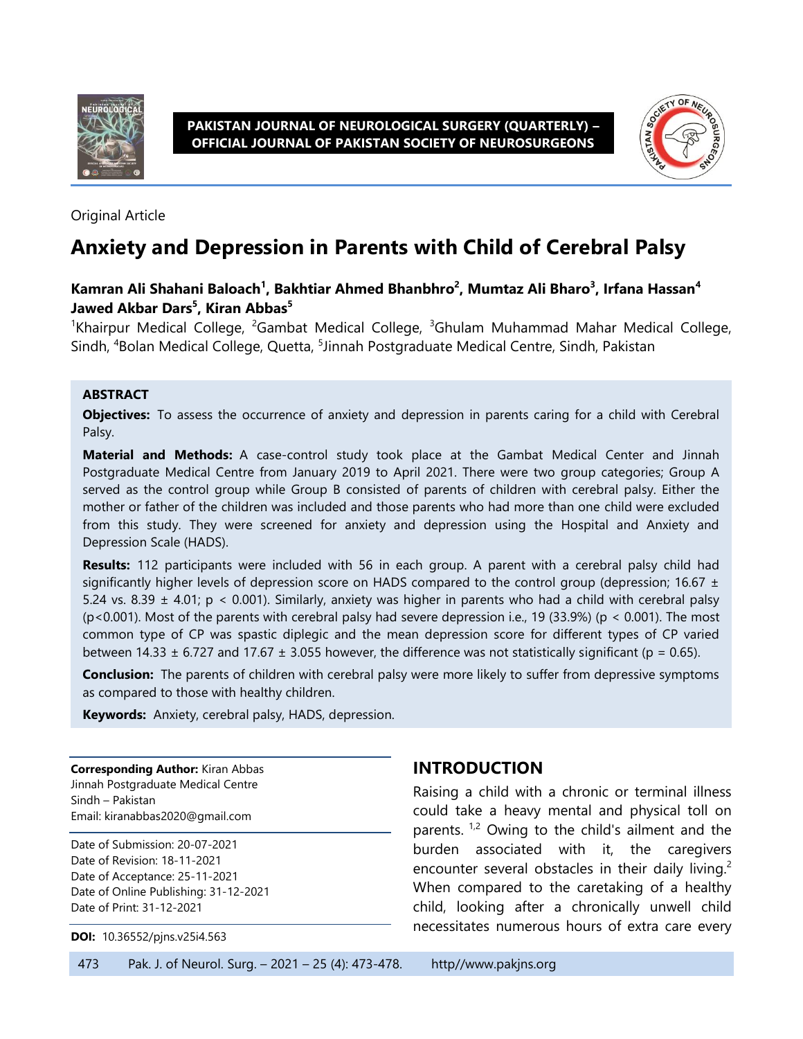Original Article

# Anxiety and Depression in Parents with Child of Cerebral Palsy

**Kamran Ali Shahani Baloach[1], Bakhtiar Ahmed Bhanbhro[2], Mumtaz Ali Bharo[3], Irfana Hassan[4] Jawed Akbar Dars[5], Kiran Abbas[5]**

[1]Khairpur Medical College, [2]Gambat Medical College, [3]Ghulam Muhammad Mahar Medical College, Sindh, [4]Bolan Medical College, Quetta, [5]Jinnah Postgraduate Medical Centre, Sindh, Pakistan

## ABSTRACT

**Objectives:** To assess the occurrence of anxiety and depression in parents caring for a child with Cerebral Palsy.

**Material and Methods:** A case-control study took place at the Gambat Medical Center and Jinnah Postgraduate Medical Centre from January 2019 to April 2021. There were two group categories; Group A served as the control group while Group B consisted of parents of children with cerebral palsy. Either the mother or father of the children was included and those parents who had more than one child were excluded from this study. They were screened for anxiety and depression using the Hospital and Anxiety and Depression Scale (HADS).

**Results:** 112 participants were included with 56 in each group. A parent with a cerebral palsy child had significantly higher levels of depression score on HADS compared to the control group (depression; 16.67 ± 5.24 vs. 8.39 ± 4.01; $p < 0.001$). Similarly, anxiety was higher in parents who had a child with cerebral palsy ($p<0.001$). Most of the parents with cerebral palsy had severe depression i.e., 19 (33.9%) ($p < 0.001$). The most common type of CP was spastic diplegic and the mean depression score for different types of CP varied between 14.33 ± 6.727 and 17.67 ± 3.055 however, the difference was not statistically significant ($p = 0.65$).

**Conclusion:** The parents of children with cerebral palsy were more likely to suffer from depressive symptoms as compared to those with healthy children.

**Keywords:** Anxiety, cerebral palsy, HADS, depression.

**Corresponding Author:** Kiran Abbas
Jinnah Postgraduate Medical Centre
Sindh – Pakistan
Email: kiranabbas2020@gmail.com

Date of Submission: 20-07-2021
Date of Revision: 18-11-2021
Date of Acceptance: 25-11-2021
Date of Online Publishing: 31-12-2021
Date of Print: 31-12-2021

**DOI:** 10.36552/pjns.v25i4.563

## INTRODUCTION

Raising a child with a chronic or terminal illness could take a heavy mental and physical toll on parents.[1,2] Owing to the child's ailment and the burden associated with it, the caregivers encounter several obstacles in their daily living.[2] When compared to the caretaking of a healthy child, looking after a chronically unwell child necessitates numerous hours of extra care every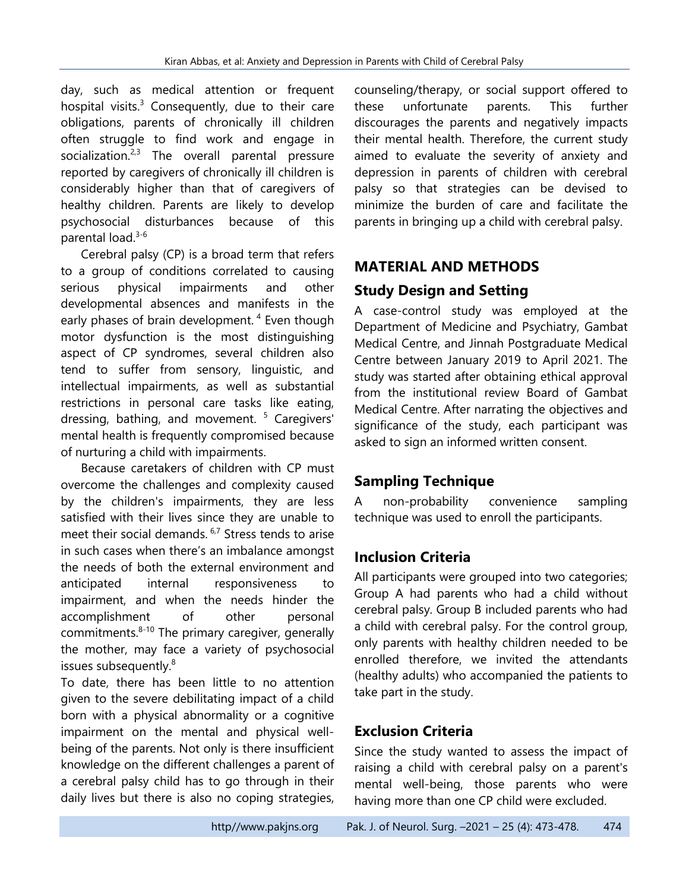day, such as medical attention or frequent hospital visits.[3] Consequently, due to their care obligations, parents of chronically ill children often struggle to find work and engage in socialization.[2,3] The overall parental pressure reported by caregivers of chronically ill children is considerably higher than that of caregivers of healthy children. Parents are likely to develop psychosocial disturbances because of this parental load.[3-6]

Cerebral palsy (CP) is a broad term that refers to a group of conditions correlated to causing serious physical impairments and other developmental absences and manifests in the early phases of brain development.[4] Even though motor dysfunction is the most distinguishing aspect of CP syndromes, several children also tend to suffer from sensory, linguistic, and intellectual impairments, as well as substantial restrictions in personal care tasks like eating, dressing, bathing, and movement.[5] Caregivers' mental health is frequently compromised because of nurturing a child with impairments.

Because caretakers of children with CP must overcome the challenges and complexity caused by the children's impairments, they are less satisfied with their lives since they are unable to meet their social demands.[6,7] Stress tends to arise in such cases when there's an imbalance amongst the needs of both the external environment and anticipated internal responsiveness to impairment, and when the needs hinder the accomplishment of other personal commitments.[8-10] The primary caregiver, generally the mother, may face a variety of psychosocial issues subsequently.[8]

To date, there has been little to no attention given to the severe debilitating impact of a child born with a physical abnormality or a cognitive impairment on the mental and physical well-being of the parents. Not only is there insufficient knowledge on the different challenges a parent of a cerebral palsy child has to go through in their daily lives but there is also no coping strategies, counseling/therapy, or social support offered to these unfortunate parents. This further discourages the parents and negatively impacts their mental health. Therefore, the current study aimed to evaluate the severity of anxiety and depression in parents of children with cerebral palsy so that strategies can be devised to minimize the burden of care and facilitate the parents in bringing up a child with cerebral palsy.

## MATERIAL AND METHODS

### Study Design and Setting

A case-control study was employed at the Department of Medicine and Psychiatry, Gambat Medical Centre, and Jinnah Postgraduate Medical Centre between January 2019 to April 2021. The study was started after obtaining ethical approval from the institutional review Board of Gambat Medical Centre. After narrating the objectives and significance of the study, each participant was asked to sign an informed written consent.

### Sampling Technique

A non-probability convenience sampling technique was used to enroll the participants.

### Inclusion Criteria

All participants were grouped into two categories; Group A had parents who had a child without cerebral palsy. Group B included parents who had a child with cerebral palsy. For the control group, only parents with healthy children needed to be enrolled therefore, we invited the attendants (healthy adults) who accompanied the patients to take part in the study.

### Exclusion Criteria

Since the study wanted to assess the impact of raising a child with cerebral palsy on a parent's mental well-being, those parents who were having more than one CP child were excluded.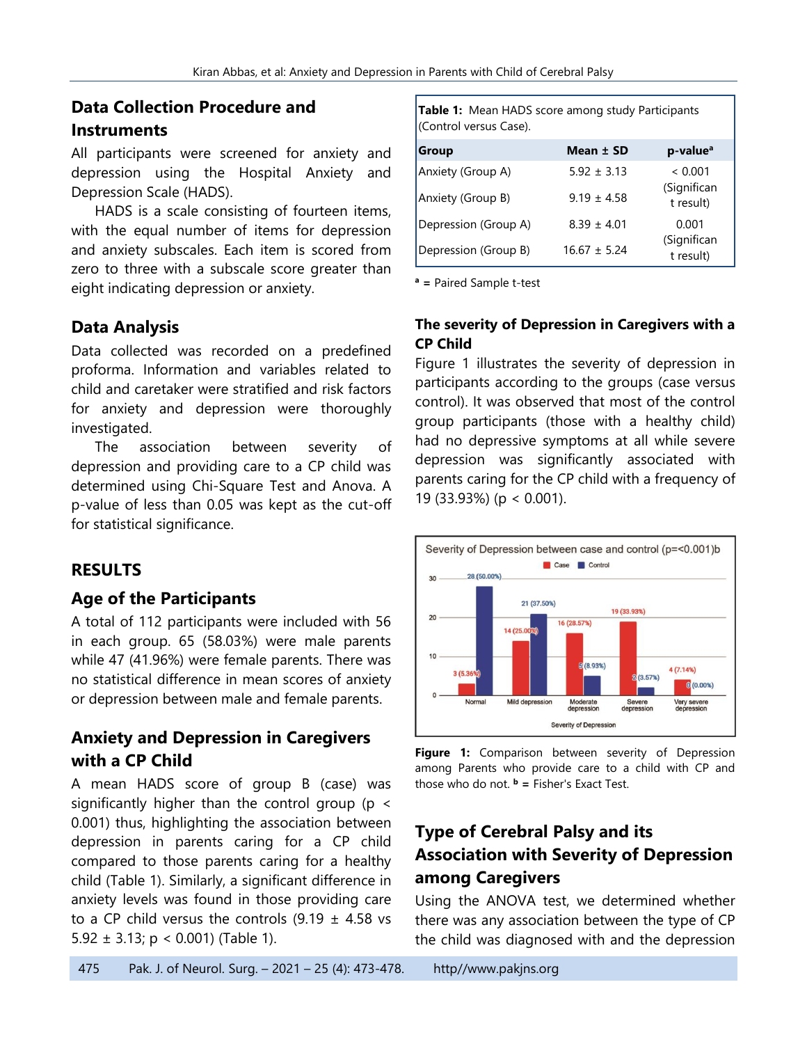## Data Collection Procedure and Instruments

All participants were screened for anxiety and depression using the Hospital Anxiety and Depression Scale (HADS).

HADS is a scale consisting of fourteen items, with the equal number of items for depression and anxiety subscales. Each item is scored from zero to three with a subscale score greater than eight indicating depression or anxiety.

## Data Analysis

Data collected was recorded on a predefined proforma. Information and variables related to child and caretaker were stratified and risk factors for anxiety and depression were thoroughly investigated.

The association between severity of depression and providing care to a CP child was determined using Chi-Square Test and Anova. A p-value of less than 0.05 was kept as the cut-off for statistical significance.

# RESULTS

## Age of the Participants

A total of 112 participants were included with 56 in each group. 65 (58.03%) were male parents while 47 (41.96%) were female parents. There was no statistical difference in mean scores of anxiety or depression between male and female parents.

## Anxiety and Depression in Caregivers with a CP Child

A mean HADS score of group B (case) was significantly higher than the control group ($p < 0.001$) thus, highlighting the association between depression in parents caring for a CP child compared to those parents caring for a healthy child (Table 1). Similarly, a significant difference in anxiety levels was found in those providing care to a CP child versus the controls (9.19 ± 4.58 vs 5.92 ± 3.13; $p < 0.001$) (Table 1).

**Table 1:** Mean HADS score among study Participants (Control versus Case).

| Group | Mean ± SD | p-value[a] |
|---|---|---|
| Anxiety (Group A) | 5.92 ± 3.13 | < 0.001 (Significant result) |
| Anxiety (Group B) | 9.19 ± 4.58 | |
| Depression (Group A) | 8.39 ± 4.01 | 0.001 (Significant result) |
| Depression (Group B) | 16.67 ± 5.24 | |

[a] = Paired Sample t-test

### The severity of Depression in Caregivers with a CP Child

Figure 1 illustrates the severity of depression in participants according to the groups (case versus control). It was observed that most of the control group participants (those with a healthy child) had no depressive symptoms at all while severe depression was significantly associated with parents caring for the CP child with a frequency of 19 (33.93%) ($p < 0.001$).

**Figure 1:** Comparison between severity of Depression among Parents who provide care to a child with CP and those who do not. [b] = Fisher's Exact Test.

## Type of Cerebral Palsy and its Association with Severity of Depression among Caregivers

Using the ANOVA test, we determined whether there was any association between the type of CP the child was diagnosed with and the depression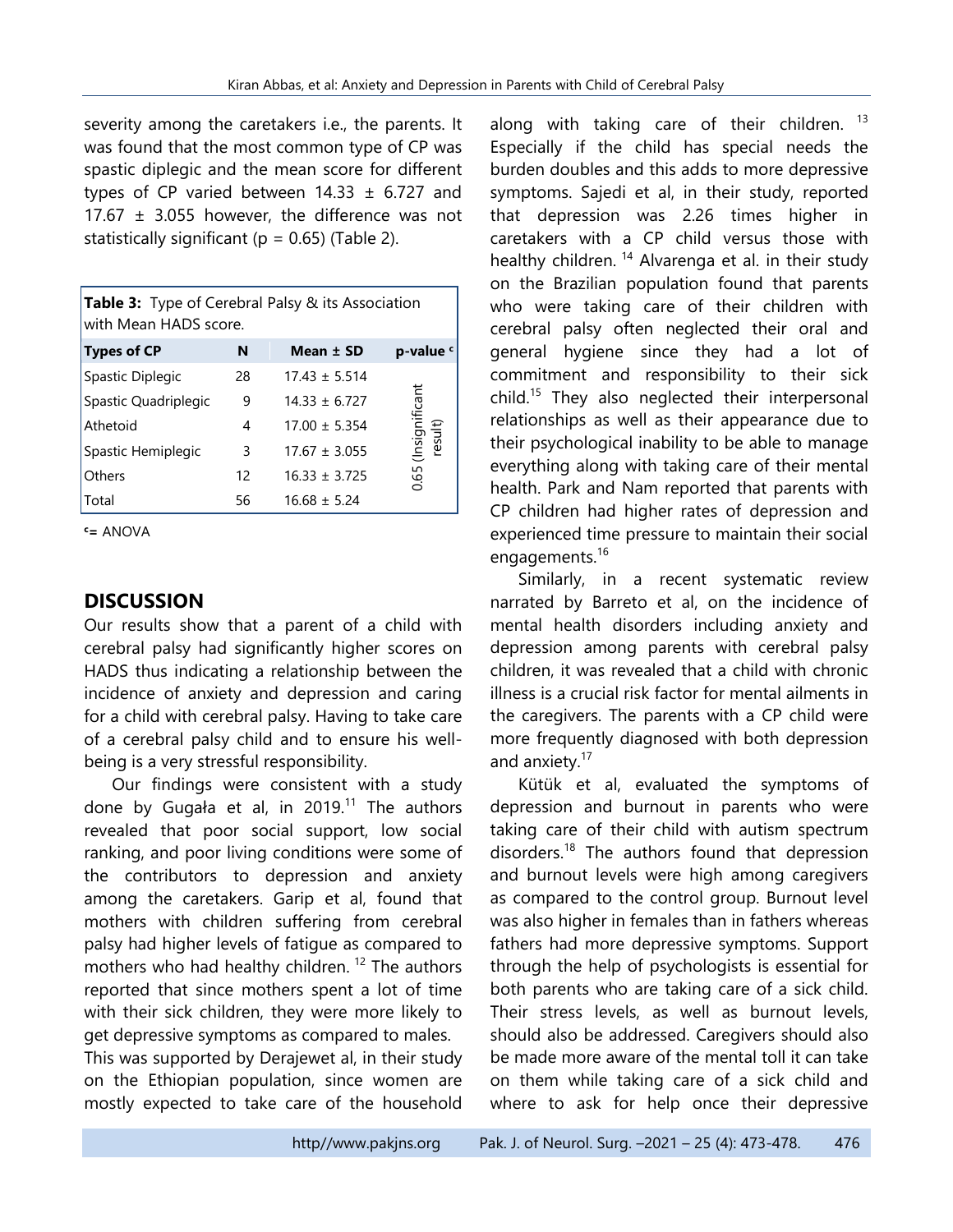severity among the caretakers i.e., the parents. It was found that the most common type of CP was spastic diplegic and the mean score for different types of CP varied between 14.33 ± 6.727 and 17.67 ± 3.055 however, the difference was not statistically significant (p = 0.65) (Table 2).

**Table 3:** Type of Cerebral Palsy & its Association with Mean HADS score.

| Types of CP | N | Mean ± SD | p-value [c] |
|---|---|---|---|
| Spastic Diplegic | 28 | 17.43 ± 5.514 | 0.65 (Insignificant result) |
| Spastic Quadriplegic | 9 | 14.33 ± 6.727 | |
| Athetoid | 4 | 17.00 ± 5.354 | |
| Spastic Hemiplegic | 3 | 17.67 ± 3.055 | |
| Others | 12 | 16.33 ± 3.725 | |
| Total | 56 | 16.68 ± 5.24 | |

[c]= ANOVA

## DISCUSSION

Our results show that a parent of a child with cerebral palsy had significantly higher scores on HADS thus indicating a relationship between the incidence of anxiety and depression and caring for a child with cerebral palsy. Having to take care of a cerebral palsy child and to ensure his well-being is a very stressful responsibility.

Our findings were consistent with a study done by Gugała et al, in 2019.[11] The authors revealed that poor social support, low social ranking, and poor living conditions were some of the contributors to depression and anxiety among the caretakers. Garip et al, found that mothers with children suffering from cerebral palsy had higher levels of fatigue as compared to mothers who had healthy children. [12] The authors reported that since mothers spent a lot of time with their sick children, they were more likely to get depressive symptoms as compared to males. This was supported by Derajewet al, in their study on the Ethiopian population, since women are mostly expected to take care of the household along with taking care of their children. [13] Especially if the child has special needs the burden doubles and this adds to more depressive symptoms. Sajedi et al, in their study, reported that depression was 2.26 times higher in caretakers with a CP child versus those with healthy children. [14] Alvarenga et al. in their study on the Brazilian population found that parents who were taking care of their children with cerebral palsy often neglected their oral and general hygiene since they had a lot of commitment and responsibility to their sick child.[15] They also neglected their interpersonal relationships as well as their appearance due to their psychological inability to be able to manage everything along with taking care of their mental health. Park and Nam reported that parents with CP children had higher rates of depression and experienced time pressure to maintain their social engagements.[16]

Similarly, in a recent systematic review narrated by Barreto et al, on the incidence of mental health disorders including anxiety and depression among parents with cerebral palsy children, it was revealed that a child with chronic illness is a crucial risk factor for mental ailments in the caregivers. The parents with a CP child were more frequently diagnosed with both depression and anxiety.[17]

Kütük et al, evaluated the symptoms of depression and burnout in parents who were taking care of their child with autism spectrum disorders.[18] The authors found that depression and burnout levels were high among caregivers as compared to the control group. Burnout level was also higher in females than in fathers whereas fathers had more depressive symptoms. Support through the help of psychologists is essential for both parents who are taking care of a sick child. Their stress levels, as well as burnout levels, should also be addressed. Caregivers should also be made more aware of the mental toll it can take on them while taking care of a sick child and where to ask for help once their depressive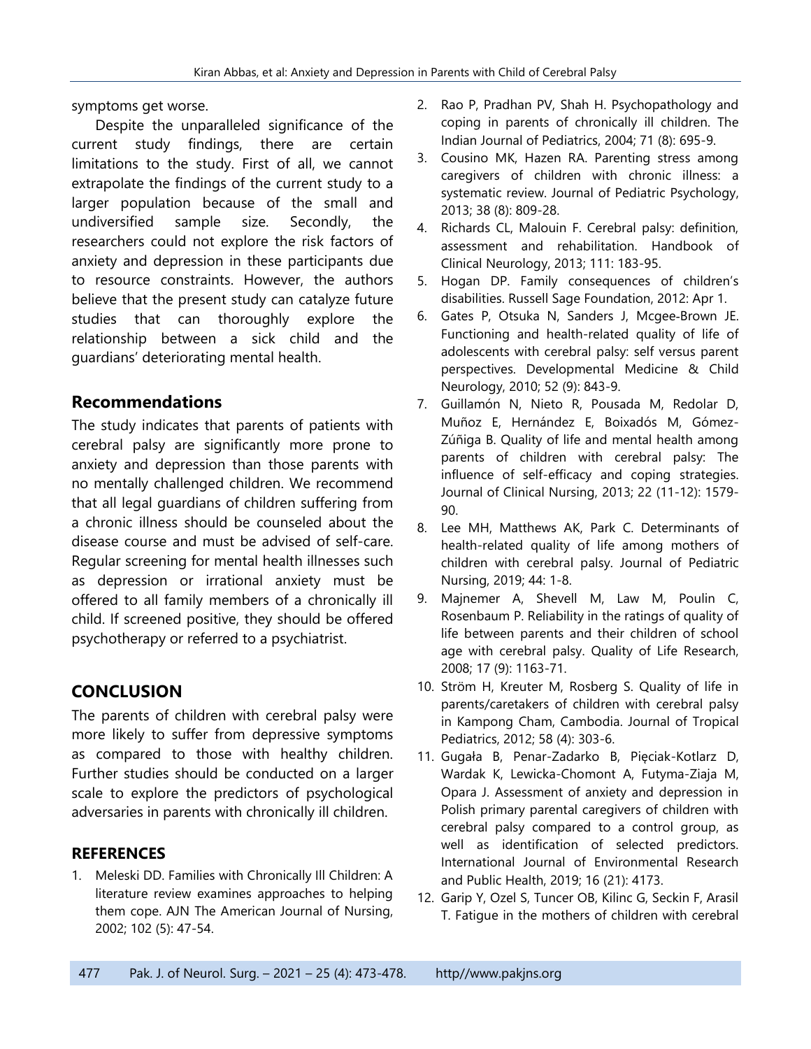symptoms get worse.

Despite the unparalleled significance of the current study findings, there are certain limitations to the study. First of all, we cannot extrapolate the findings of the current study to a larger population because of the small and undiversified sample size. Secondly, the researchers could not explore the risk factors of anxiety and depression in these participants due to resource constraints. However, the authors believe that the present study can catalyze future studies that can thoroughly explore the relationship between a sick child and the guardians' deteriorating mental health.

## Recommendations

The study indicates that parents of patients with cerebral palsy are significantly more prone to anxiety and depression than those parents with no mentally challenged children. We recommend that all legal guardians of children suffering from a chronic illness should be counseled about the disease course and must be advised of self-care. Regular screening for mental health illnesses such as depression or irrational anxiety must be offered to all family members of a chronically ill child. If screened positive, they should be offered psychotherapy or referred to a psychiatrist.

## CONCLUSION

The parents of children with cerebral palsy were more likely to suffer from depressive symptoms as compared to those with healthy children. Further studies should be conducted on a larger scale to explore the predictors of psychological adversaries in parents with chronically ill children.

## REFERENCES

1. Meleski DD. Families with Chronically Ill Children: A literature review examines approaches to helping them cope. AJN The American Journal of Nursing, 2002; 102 (5): 47-54.
2. Rao P, Pradhan PV, Shah H. Psychopathology and coping in parents of chronically ill children. The Indian Journal of Pediatrics, 2004; 71 (8): 695-9.
3. Cousino MK, Hazen RA. Parenting stress among caregivers of children with chronic illness: a systematic review. Journal of Pediatric Psychology, 2013; 38 (8): 809-28.
4. Richards CL, Malouin F. Cerebral palsy: definition, assessment and rehabilitation. Handbook of Clinical Neurology, 2013; 111: 183-95.
5. Hogan DP. Family consequences of children's disabilities. Russell Sage Foundation, 2012: Apr 1.
6. Gates P, Otsuka N, Sanders J, Mcgee-Brown JE. Functioning and health-related quality of life of adolescents with cerebral palsy: self versus parent perspectives. Developmental Medicine & Child Neurology, 2010; 52 (9): 843-9.
7. Guillamón N, Nieto R, Pousada M, Redolar D, Muñoz E, Hernández E, Boixadós M, Gómez-Zúñiga B. Quality of life and mental health among parents of children with cerebral palsy: The influence of self-efficacy and coping strategies. Journal of Clinical Nursing, 2013; 22 (11-12): 1579-90.
8. Lee MH, Matthews AK, Park C. Determinants of health-related quality of life among mothers of children with cerebral palsy. Journal of Pediatric Nursing, 2019; 44: 1-8.
9. Majnemer A, Shevell M, Law M, Poulin C, Rosenbaum P. Reliability in the ratings of quality of life between parents and their children of school age with cerebral palsy. Quality of Life Research, 2008; 17 (9): 1163-71.
10. Ström H, Kreuter M, Rosberg S. Quality of life in parents/caretakers of children with cerebral palsy in Kampong Cham, Cambodia. Journal of Tropical Pediatrics, 2012; 58 (4): 303-6.
11. Gugała B, Penar-Zadarko B, Pięciak-Kotlarz D, Wardak K, Lewicka-Chomont A, Futyma-Ziaja M, Opara J. Assessment of anxiety and depression in Polish primary parental caregivers of children with cerebral palsy compared to a control group, as well as identification of selected predictors. International Journal of Environmental Research and Public Health, 2019; 16 (21): 4173.
12. Garip Y, Ozel S, Tuncer OB, Kilinc G, Seckin F, Arasil T. Fatigue in the mothers of children with cerebral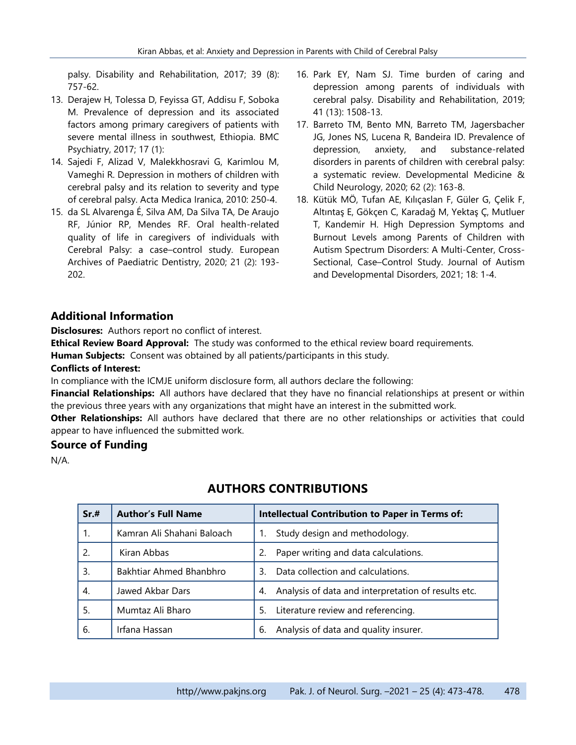palsy. Disability and Rehabilitation, 2017; 39 (8): 757-62.

13. Derajew H, Tolessa D, Feyissa GT, Addisu F, Soboka M. Prevalence of depression and its associated factors among primary caregivers of patients with severe mental illness in southwest, Ethiopia. BMC Psychiatry, 2017; 17 (1):
14. Sajedi F, Alizad V, Malekkhosravi G, Karimlou M, Vameghi R. Depression in mothers of children with cerebral palsy and its relation to severity and type of cerebral palsy. Acta Medica Iranica, 2010: 250-4.
15. da SL Alvarenga É, Silva AM, Da Silva TA, De Araujo RF, Júnior RP, Mendes RF. Oral health-related quality of life in caregivers of individuals with Cerebral Palsy: a case–control study. European Archives of Paediatric Dentistry, 2020; 21 (2): 193-202.
16. Park EY, Nam SJ. Time burden of caring and depression among parents of individuals with cerebral palsy. Disability and Rehabilitation, 2019; 41 (13): 1508-13.
17. Barreto TM, Bento MN, Barreto TM, Jagersbacher JG, Jones NS, Lucena R, Bandeira ID. Prevalence of depression, anxiety, and substance-related disorders in parents of children with cerebral palsy: a systematic review. Developmental Medicine & Child Neurology, 2020; 62 (2): 163-8.
18. Kütük MÖ, Tufan AE, Kılıçaslan F, Güler G, Çelik F, Altıntaş E, Gökçen C, Karadağ M, Yektaş Ç, Mutluer T, Kandemir H. High Depression Symptoms and Burnout Levels among Parents of Children with Autism Spectrum Disorders: A Multi-Center, Cross-Sectional, Case–Control Study. Journal of Autism and Developmental Disorders, 2021; 18: 1-4.

## Additional Information

**Disclosures:** Authors report no conflict of interest.

**Ethical Review Board Approval:** The study was conformed to the ethical review board requirements.

**Human Subjects:** Consent was obtained by all patients/participants in this study.

**Conflicts of Interest:**

In compliance with the ICMJE uniform disclosure form, all authors declare the following:

**Financial Relationships:** All authors have declared that they have no financial relationships at present or within the previous three years with any organizations that might have an interest in the submitted work.

**Other Relationships:** All authors have declared that there are no other relationships or activities that could appear to have influenced the submitted work.

## Source of Funding

N/A.

## AUTHORS CONTRIBUTIONS

| Sr.# | Author's Full Name | Intellectual Contribution to Paper in Terms of: |
|---|---|---|
| 1. | Kamran Ali Shahani Baloach | 1. Study design and methodology. |
| 2. | Kiran Abbas | 2. Paper writing and data calculations. |
| 3. | Bakhtiar Ahmed Bhanbhro | 3. Data collection and calculations. |
| 4. | Jawed Akbar Dars | 4. Analysis of data and interpretation of results etc. |
| 5. | Mumtaz Ali Bharo | 5. Literature review and referencing. |
| 6. | Irfana Hassan | 6. Analysis of data and quality insurer. |